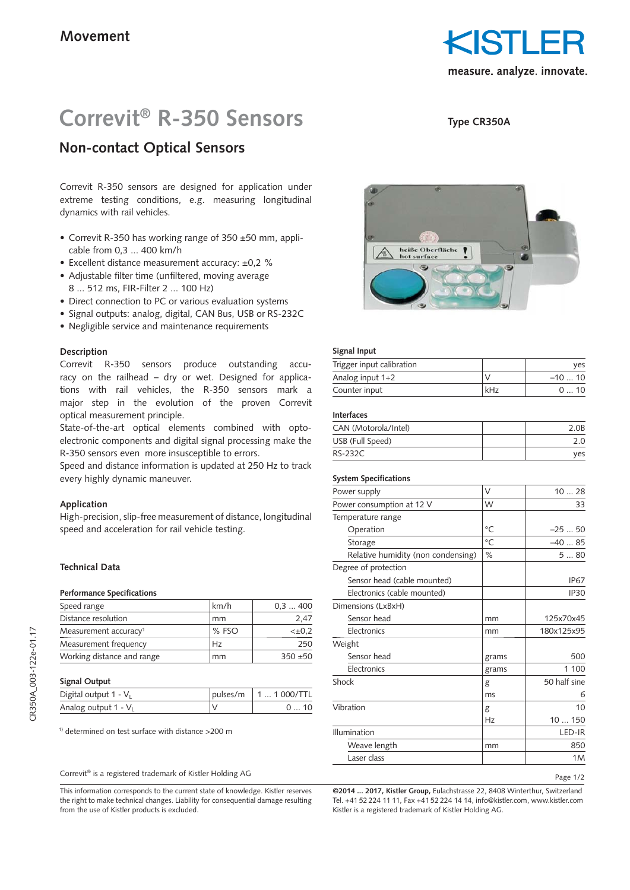Movement

# Correvit® R-350 Sensors

**Type CR350A**

## Non-contact Optical Sensors

Correvit R-350 sensors are designed for application under extreme testing conditions, e.g. measuring longitudinal dynamics with rail vehicles.

- Correvit R-350 has working range of 350 ±50 mm, applicable from 0,3 ... 400 km/h
- Excellent distance measurement accuracy: ±0,2 %
- Adjustable filter time (unfiltered, moving average 8 ... 512 ms, FIR-Filter 2 ... 100 Hz)
- Direct connection to PC or various evaluation systems
- Signal outputs: analog, digital, CAN Bus, USB or RS-232C
- Negligible service and maintenance requirements

### Description

Correvit R-350 sensors produce outstanding accuracy on the railhead – dry or wet. Designed for applications with rail vehicles, the R-350 sensors mark a major step in the evolution of the proven Correvit optical measurement principle.
State-of-the-art optical elements combined with opto-electronic components and digital signal processing make the R-350 sensors even more insusceptible to errors.
Speed and distance information is updated at 250 Hz to track every highly dynamic maneuver.

### Application

High-precision, slip-free measurement of distance, longitudinal speed and acceleration for rail vehicle testing.

### Technical Data

**Performance Specifications**

| | | |
|---|---|---|
| Speed range | km/h | 0,3 ... 400 |
| Distance resolution | mm | 2,47 |
| Measurement accuracy[1] | % FSO | <±0,2 |
| Measurement frequency | Hz | 250 |
| Working distance and range | mm | 350 ±50 |

**Signal Output**

| | | |
|---|---|---|
| Digital output 1 - $V_L$ | pulses/m | 1 ... 1 000/TTL |
| Analog output 1 - $V_L$ | V | 0 ... 10 |

[1] determined on test surface with distance >200 m

**Signal Input**

| | | |
|---|---|---|
| Trigger input calibration | | yes |
| Analog input 1+2 | V | –10 ... 10 |
| Counter input | kHz | 0 ... 10 |

**Interfaces**

| | | |
|---|---|---|
| CAN (Motorola/Intel) | | 2.0B |
| USB (Full Speed) | | 2.0 |
| RS-232C | | yes |

**System Specifications**

| | | |
|---|---|---|
| Power supply | V | 10 ... 28 |
| Power consumption at 12 V | W | 33 |
| Temperature range | | |
| Operation | °C | –25 ... 50 |
| Storage | °C | –40 ... 85 |
| Relative humidity (non condensing) | % | 5 ... 80 |
| Degree of protection | | |
| Sensor head (cable mounted) | | IP67 |
| Electronics (cable mounted) | | IP30 |
| Dimensions (LxBxH) | | |
| Sensor head | mm | 125x70x45 |
| Electronics | mm | 180x125x95 |
| Weight | | |
| Sensor head | grams | 500 |
| Electronics | grams | 1 100 |
| Shock | g | 50 half sine |
| | ms | 6 |
| Vibration | g | 10 |
| | Hz | 10 ... 150 |
| Illumination | | LED-IR |
| Weave length | mm | 850 |
| Laser class | | 1M |

Correvit® is a registered trademark of Kistler Holding AG

This information corresponds to the current state of knowledge. Kistler reserves the right to make technical changes. Liability for consequential damage resulting from the use of Kistler products is excluded.

**©2014 ... 2017, Kistler Group,** Eulachstrasse 22, 8408 Winterthur, Switzerland
Tel. +41 52 224 11 11, Fax +41 52 224 14 14, info@kistler.com, www.kistler.com
Kistler is a registered trademark of Kistler Holding AG.

CR350A_003-122e-01.17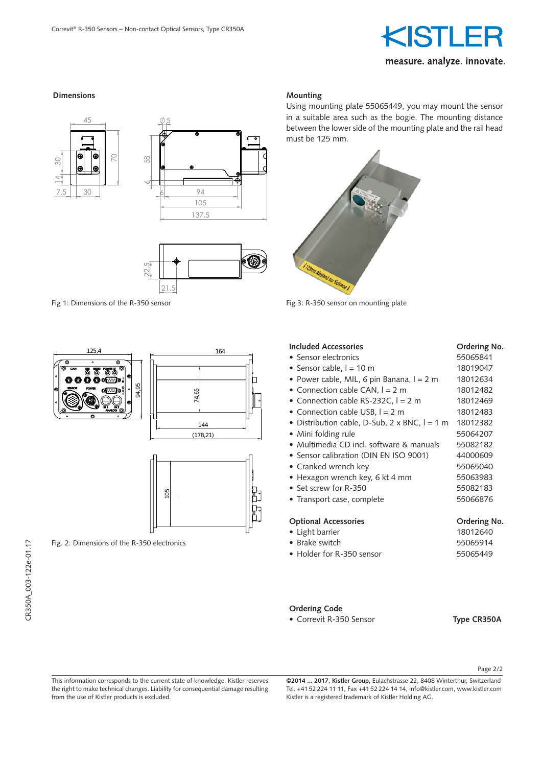## Dimensions

45

70

30

14

7,5

30

∅5

58

6

6

94

105

137,5

22,5

21,5

Fig 1: Dimensions of the R-350 sensor

## Mounting

Using mounting plate 55065449, you may mount the sensor in a suitable area such as the bogie. The mounting distance between the lower side of the mounting plate and the rail head must be 125 mm.

Fig 3: R-350 sensor on mounting plate

125,4

94,95

164

74,65

144

(178,21)

105

Fig. 2: Dimensions of the R-350 electronics

| Included Accessories | Ordering No. |
|---|---|
| • Sensor electronics | 55065841 |
| • Sensor cable, l = 10 m | 18019047 |
| • Power cable, MIL, 6 pin Banana, l = 2 m | 18012634 |
| • Connection cable CAN, l = 2 m | 18012482 |
| • Connection cable RS-232C, l = 2 m | 18012469 |
| • Connection cable USB, l = 2 m | 18012483 |
| • Distribution cable, D-Sub, 2 x BNC, l = 1 m | 18012382 |
| • Mini folding rule | 55064207 |
| • Multimedia CD incl. software & manuals | 55082182 |
| • Sensor calibration (DIN EN ISO 9001) | 44000609 |
| • Cranked wrench key | 55065040 |
| • Hexagon wrench key, 6 kt 4 mm | 55063983 |
| • Set screw for R-350 | 55082183 |
| • Transport case, complete | 55066876 |

| Optional Accessories | Ordering No. |
|---|---|
| • Light barrier | 18012640 |
| • Brake switch | 55065914 |
| • Holder for R-350 sensor | 55065449 |

| Ordering Code | |
|---|---|
| • Correvit R-350 Sensor | **Type CR350A** |

CR350A_003-122e-01.17

This information corresponds to the current state of knowledge. Kistler reserves the right to make technical changes. Liability for consequential damage resulting from the use of Kistler products is excluded.

**©2014 ... 2017, Kistler Group,** Eulachstrasse 22, 8408 Winterthur, Switzerland
Tel. +41 52 224 11 11, Fax +41 52 224 14 14, info@kistler.com, www.kistler.com
Kistler is a registered trademark of Kistler Holding AG.